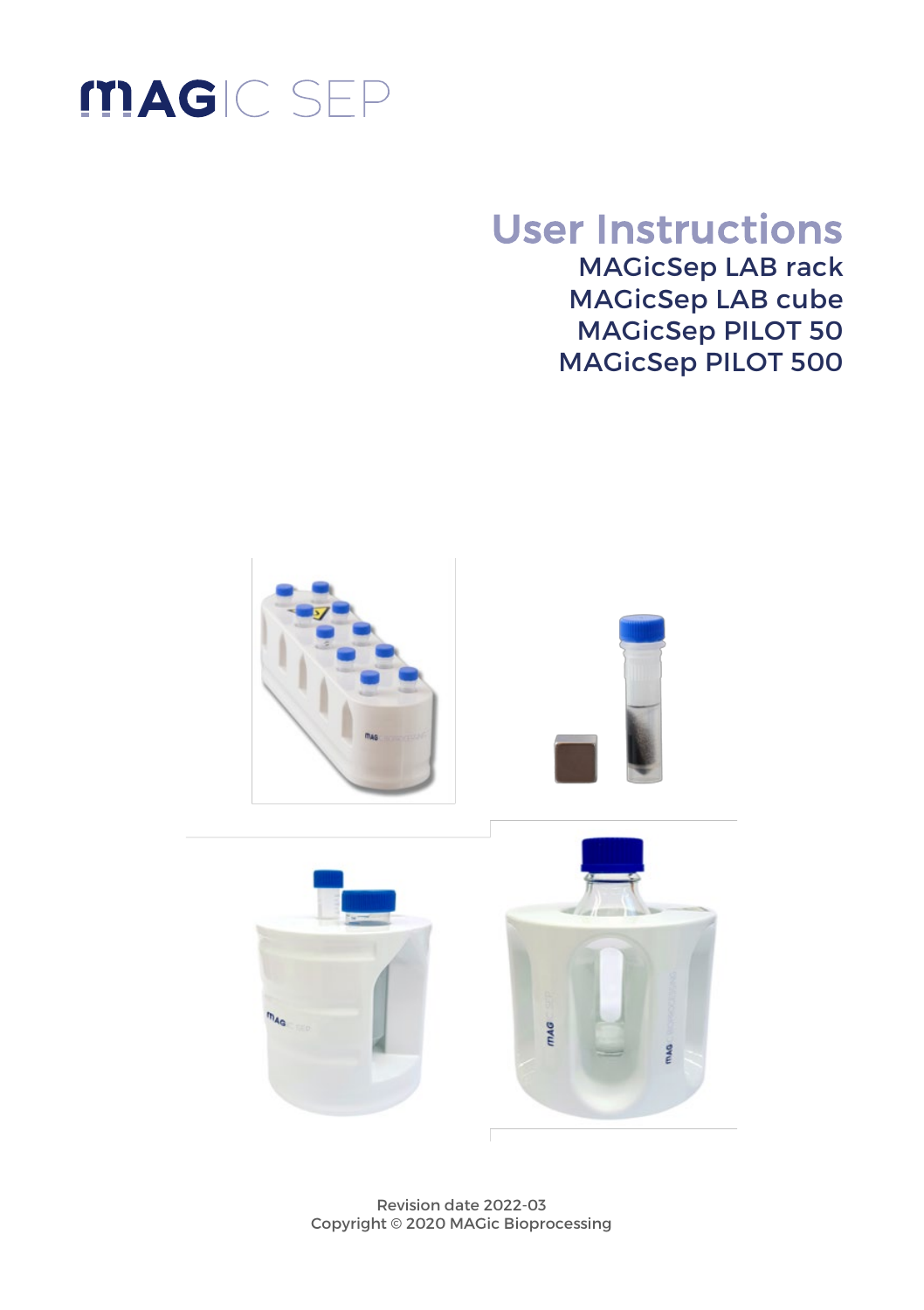MAGIC SEP

# User Instructions

## MAGicSep LAB rack
## MAGicSep LAB cube
## MAGicSep PILOT 50
## MAGicSep PILOT 500

Revision date 2022-03
Copyright © 2020 MAGic Bioprocessing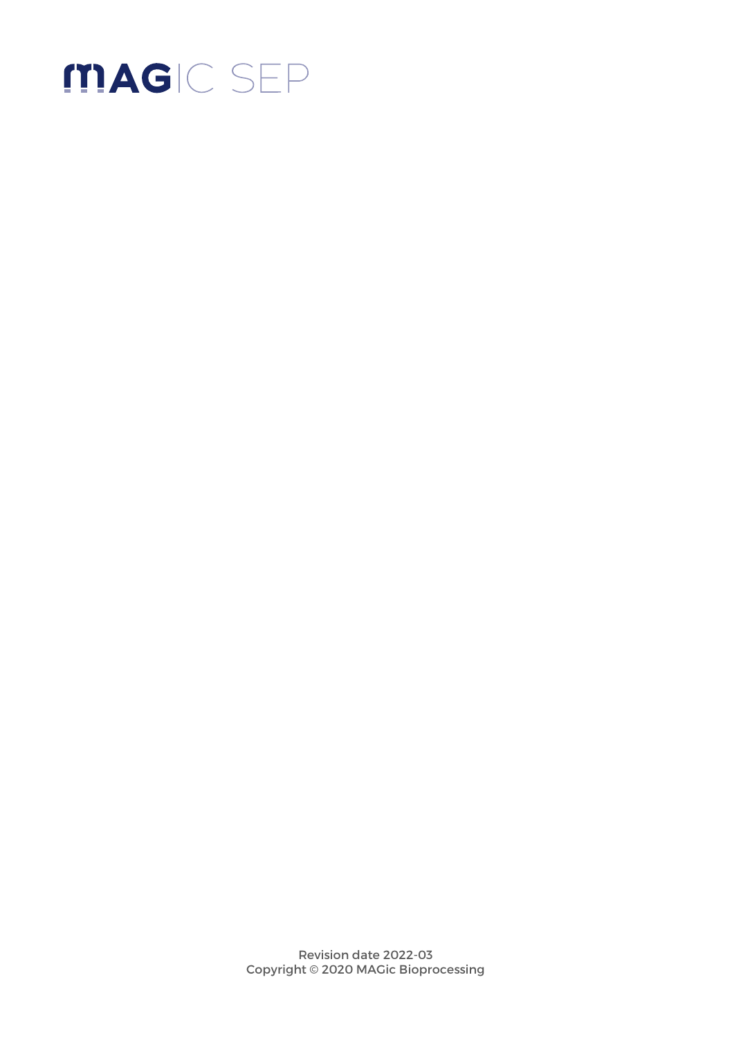# MAGIC SEP

Revision date 2022-03
Copyright © 2020 MAGic Bioprocessing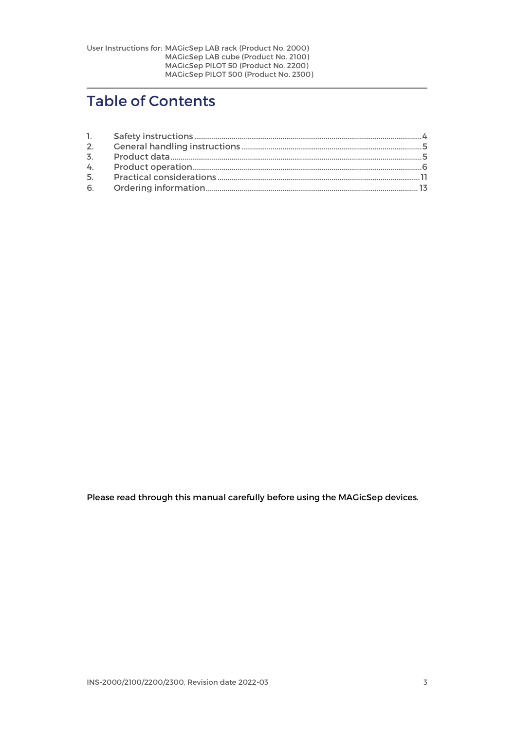User Instructions for: MAGicSep LAB rack (Product No. 2000)
MAGicSep LAB cube (Product No. 2100)
MAGicSep PILOT 50 (Product No. 2200)
MAGicSep PILOT 500 (Product No. 2300)

# Table of Contents

1. Safety instructions .......... 4
2. General handling instructions .......... 5
3. Product data .......... 5
4. Product operation .......... 6
5. Practical considerations .......... 11
6. Ordering information .......... 13

Please read through this manual carefully before using the MAGicSep devices.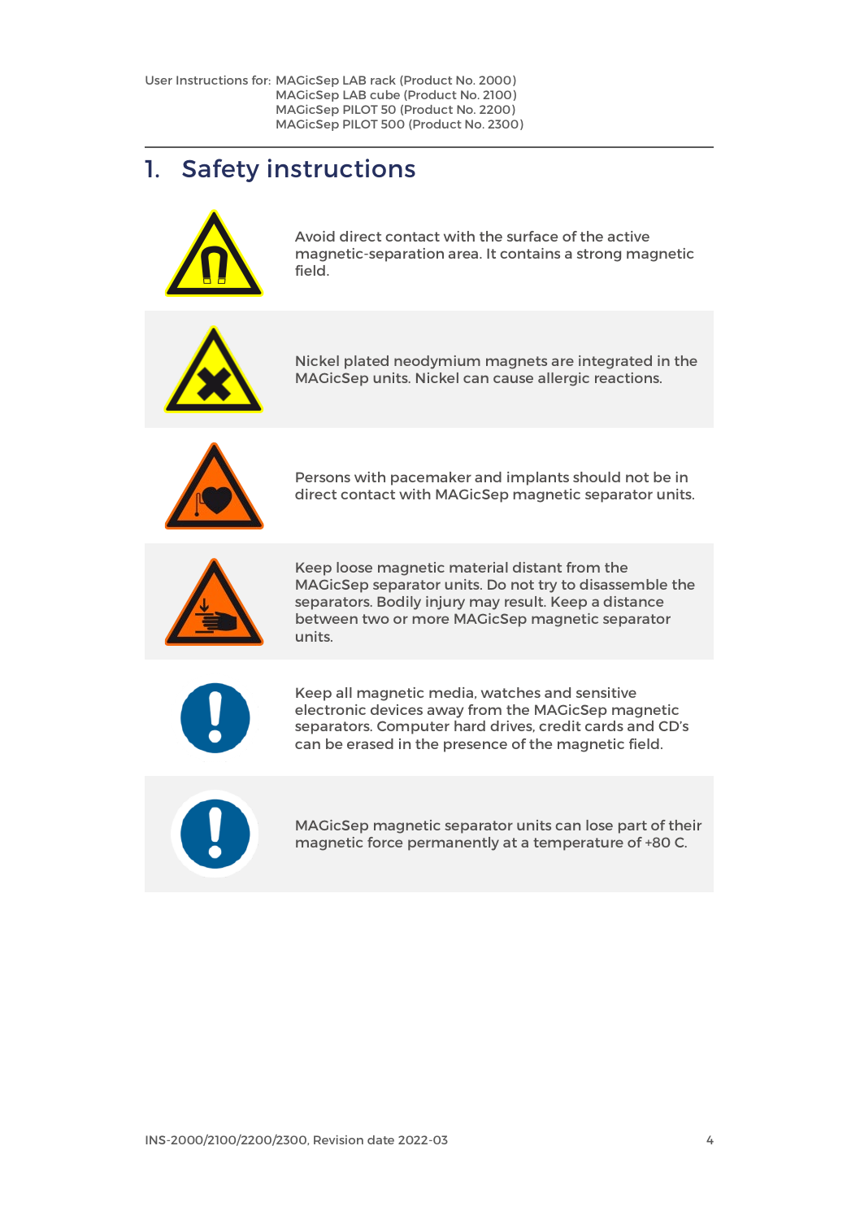User Instructions for: MAGicSep LAB rack (Product No. 2000)
MAGicSep LAB cube (Product No. 2100)
MAGicSep PILOT 50 (Product No. 2200)
MAGicSep PILOT 500 (Product No. 2300)

# 1. Safety instructions

Avoid direct contact with the surface of the active magnetic-separation area. It contains a strong magnetic field.

Nickel plated neodymium magnets are integrated in the MAGicSep units. Nickel can cause allergic reactions.

Persons with pacemaker and implants should not be in direct contact with MAGicSep magnetic separator units.

Keep loose magnetic material distant from the MAGicSep separator units. Do not try to disassemble the separators. Bodily injury may result. Keep a distance between two or more MAGicSep magnetic separator units.

Keep all magnetic media, watches and sensitive electronic devices away from the MAGicSep magnetic separators. Computer hard drives, credit cards and CD's can be erased in the presence of the magnetic field.

MAGicSep magnetic separator units can lose part of their magnetic force permanently at a temperature of +80 C.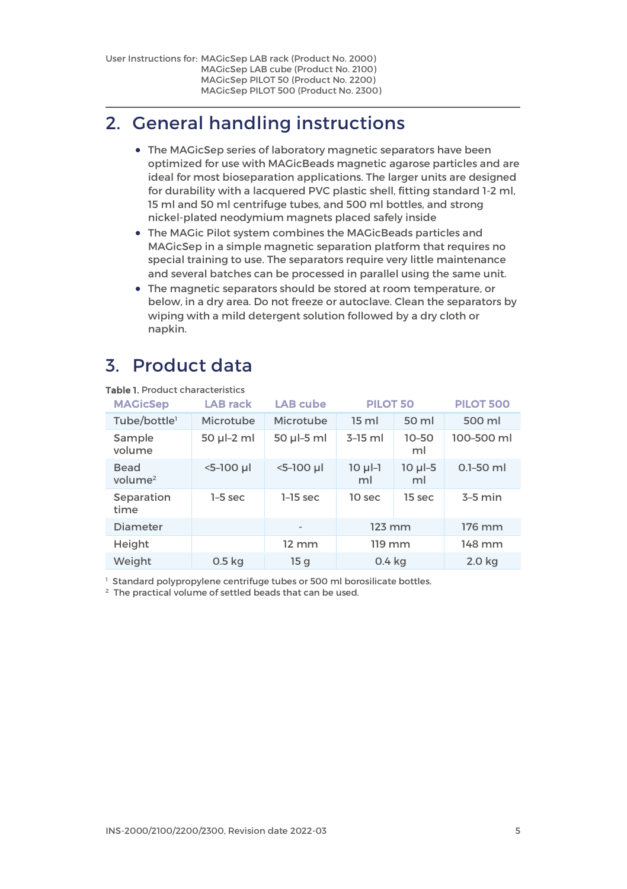## 2. General handling instructions

- The MAGicSep series of laboratory magnetic separators have been optimized for use with MAGicBeads magnetic agarose particles and are ideal for most bioseparation applications. The larger units are designed for durability with a lacquered PVC plastic shell, fitting standard 1-2 ml, 15 ml and 50 ml centrifuge tubes, and 500 ml bottles, and strong nickel-plated neodymium magnets placed safely inside
- The MAGic Pilot system combines the MAGicBeads particles and MAGicSep in a simple magnetic separation platform that requires no special training to use. The separators require very little maintenance and several batches can be processed in parallel using the same unit.
- The magnetic separators should be stored at room temperature, or below, in a dry area. Do not freeze or autoclave. Clean the separators by wiping with a mild detergent solution followed by a dry cloth or napkin.

## 3. Product data

**Table 1.** Product characteristics

| MAGicSep | LAB rack | LAB cube | PILOT 50 | | PILOT 500 |
|---|---|---|---|---|---|
| Tube/bottle[1] | Microtube | Microtube | 15 ml | 50 ml | 500 ml |
| Sample volume | 50 µl–2 ml | 50 µl–5 ml | 3–15 ml | 10–50 ml | 100–500 ml |
| Bead volume[2] | <5–100 µl | <5–100 µl | 10 µl–1 ml | 10 µl–5 ml | 0.1–50 ml |
| Separation time | 1–5 sec | 1–15 sec | 10 sec | 15 sec | 3–5 min |
| Diameter | | - | 123 mm | | 176 mm |
| Height | | 12 mm | 119 mm | | 148 mm |
| Weight | 0.5 kg | 15 g | 0.4 kg | | 2.0 kg |

[1] Standard polypropylene centrifuge tubes or 500 ml borosilicate bottles.
[2] The practical volume of settled beads that can be used.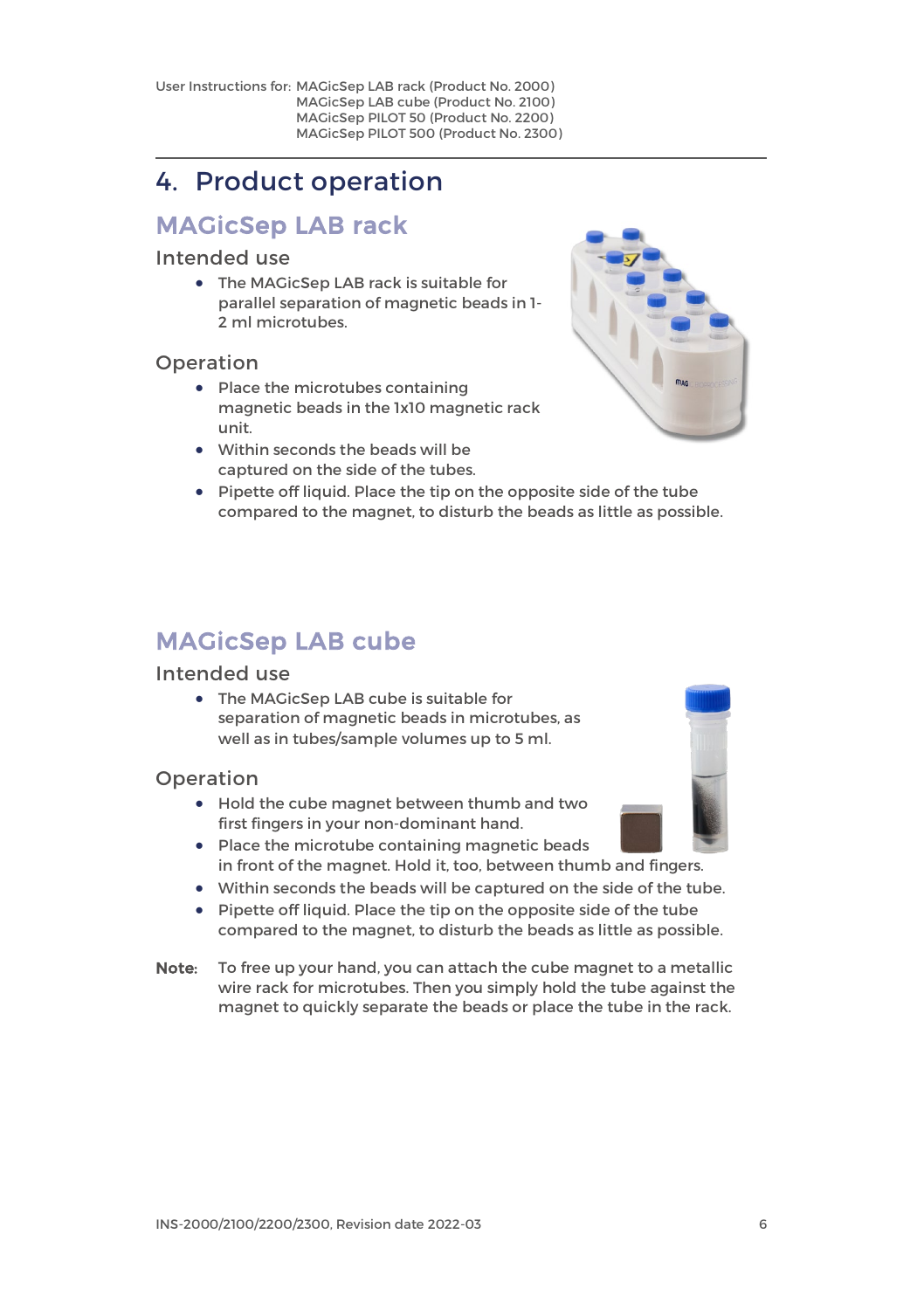# 4. Product operation

## MAGicSep LAB rack

### Intended use

- The MAGicSep LAB rack is suitable for parallel separation of magnetic beads in 1-2 ml microtubes.

### Operation

- Place the microtubes containing magnetic beads in the 1x10 magnetic rack unit.
- Within seconds the beads will be captured on the side of the tubes.
- Pipette off liquid. Place the tip on the opposite side of the tube compared to the magnet, to disturb the beads as little as possible.

## MAGicSep LAB cube

### Intended use

- The MAGicSep LAB cube is suitable for separation of magnetic beads in microtubes, as well as in tubes/sample volumes up to 5 ml.

### Operation

- Hold the cube magnet between thumb and two first fingers in your non-dominant hand.
- Place the microtube containing magnetic beads in front of the magnet. Hold it, too, between thumb and fingers.
- Within seconds the beads will be captured on the side of the tube.
- Pipette off liquid. Place the tip on the opposite side of the tube compared to the magnet, to disturb the beads as little as possible.

**Note:** To free up your hand, you can attach the cube magnet to a metallic wire rack for microtubes. Then you simply hold the tube against the magnet to quickly separate the beads or place the tube in the rack.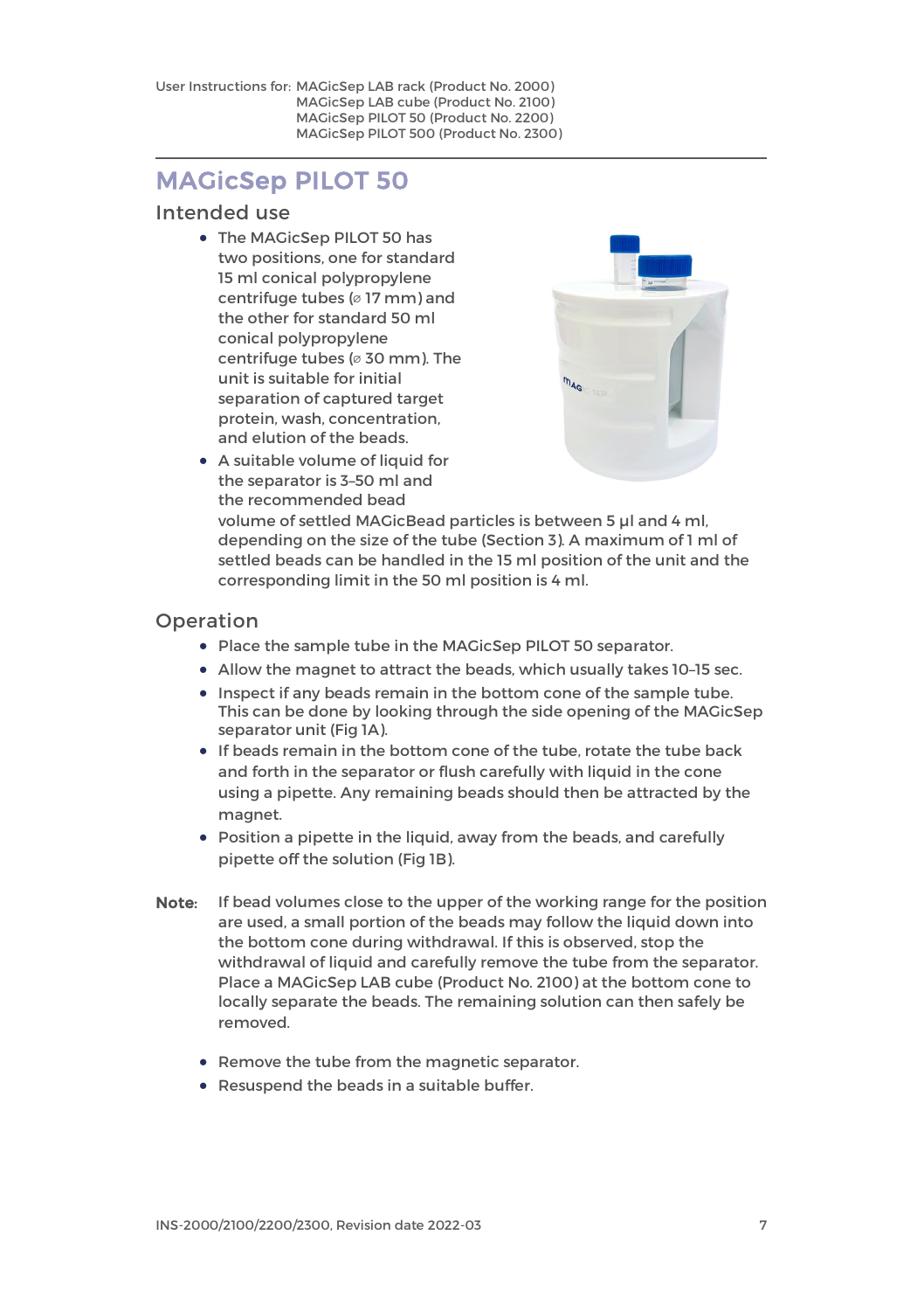User Instructions for: MAGicSep LAB rack (Product No. 2000)
MAGicSep LAB cube (Product No. 2100)
MAGicSep PILOT 50 (Product No. 2200)
MAGicSep PILOT 500 (Product No. 2300)

# MAGicSep PILOT 50

## Intended use

- The MAGicSep PILOT 50 has two positions, one for standard 15 ml conical polypropylene centrifuge tubes (⌀ 17 mm) and the other for standard 50 ml conical polypropylene centrifuge tubes (⌀ 30 mm). The unit is suitable for initial separation of captured target protein, wash, concentration, and elution of the beads.
- A suitable volume of liquid for the separator is 3–50 ml and the recommended bead volume of settled MAGicBead particles is between 5 µl and 4 ml, depending on the size of the tube (Section 3). A maximum of 1 ml of settled beads can be handled in the 15 ml position of the unit and the corresponding limit in the 50 ml position is 4 ml.

## Operation

- Place the sample tube in the MAGicSep PILOT 50 separator.
- Allow the magnet to attract the beads, which usually takes 10–15 sec.
- Inspect if any beads remain in the bottom cone of the sample tube. This can be done by looking through the side opening of the MAGicSep separator unit (Fig 1A).
- If beads remain in the bottom cone of the tube, rotate the tube back and forth in the separator or flush carefully with liquid in the cone using a pipette. Any remaining beads should then be attracted by the magnet.
- Position a pipette in the liquid, away from the beads, and carefully pipette off the solution (Fig 1B).

**Note:** If bead volumes close to the upper of the working range for the position are used, a small portion of the beads may follow the liquid down into the bottom cone during withdrawal. If this is observed, stop the withdrawal of liquid and carefully remove the tube from the separator. Place a MAGicSep LAB cube (Product No. 2100) at the bottom cone to locally separate the beads. The remaining solution can then safely be removed.

- Remove the tube from the magnetic separator.
- Resuspend the beads in a suitable buffer.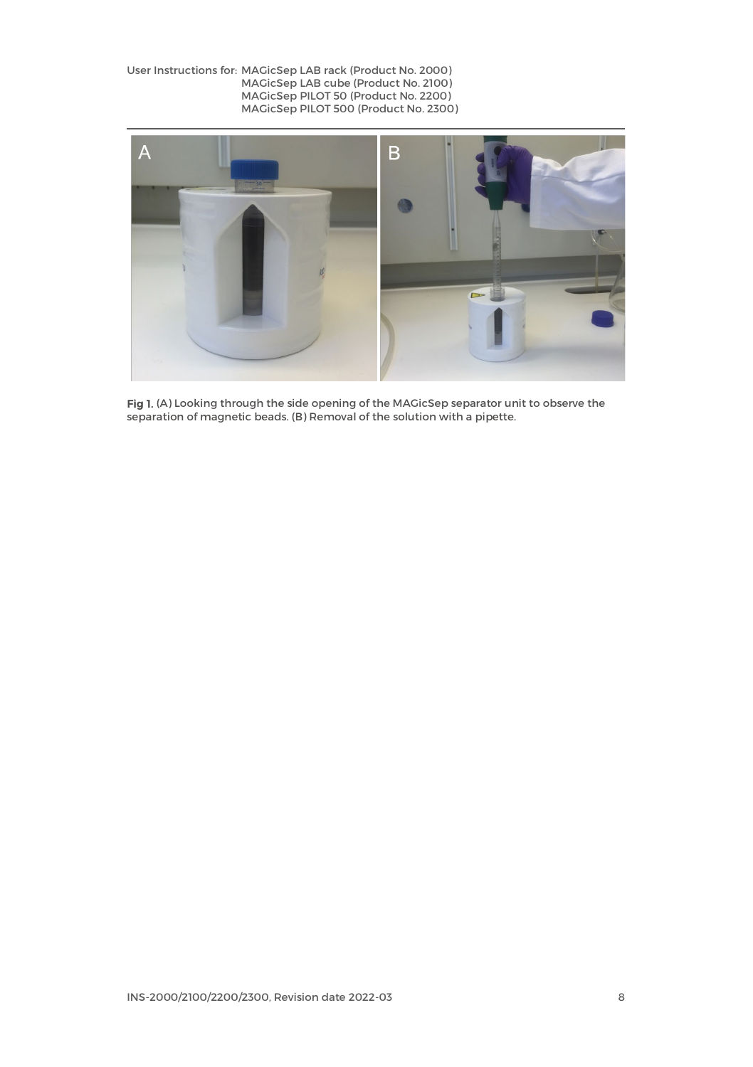Fig 1. (A) Looking through the side opening of the MAGicSep separator unit to observe the separation of magnetic beads. (B) Removal of the solution with a pipette.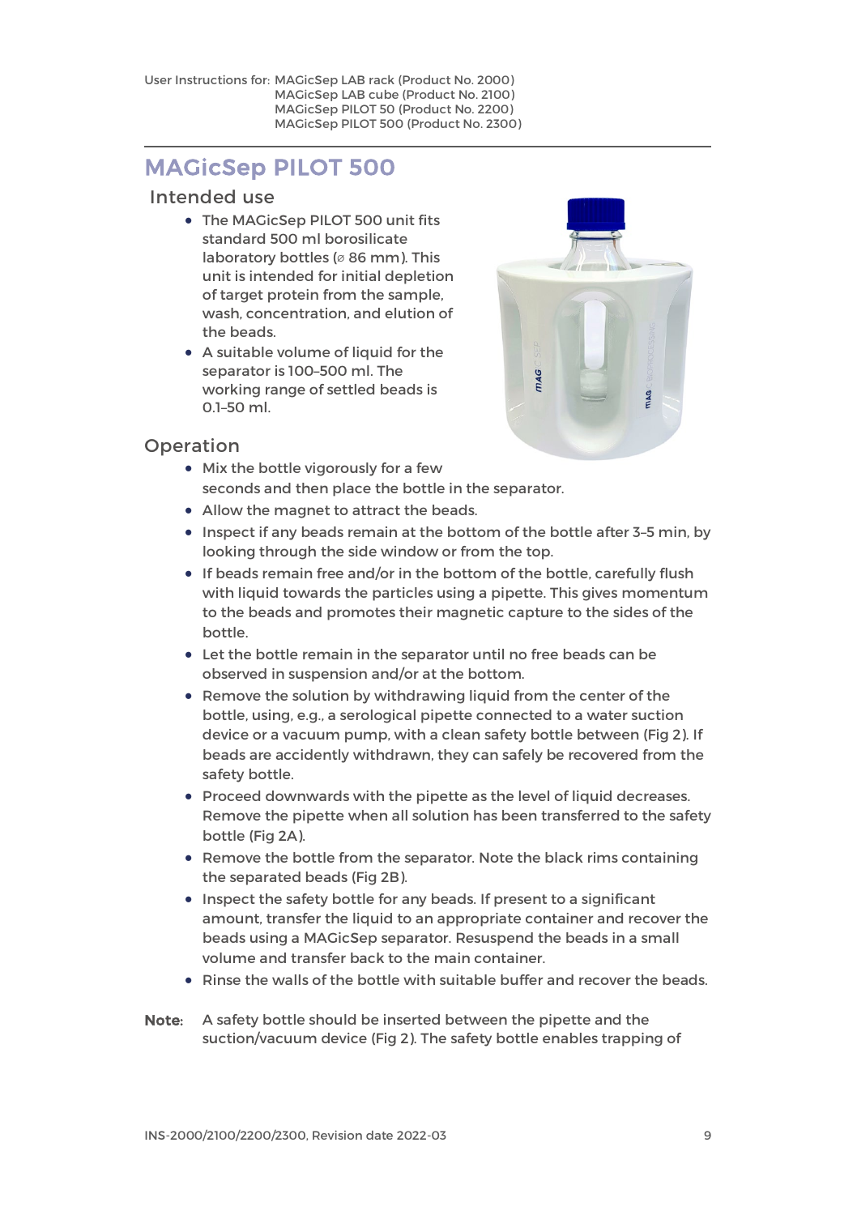User Instructions for: MAGicSep LAB rack (Product No. 2000)
MAGicSep LAB cube (Product No. 2100)
MAGicSep PILOT 50 (Product No. 2200)
MAGicSep PILOT 500 (Product No. 2300)

## MAGicSep PILOT 500

### Intended use

- The MAGicSep PILOT 500 unit fits standard 500 ml borosilicate laboratory bottles (⌀ 86 mm). This unit is intended for initial depletion of target protein from the sample, wash, concentration, and elution of the beads.
- A suitable volume of liquid for the separator is 100–500 ml. The working range of settled beads is 0.1–50 ml.

### Operation

- Mix the bottle vigorously for a few seconds and then place the bottle in the separator.
- Allow the magnet to attract the beads.
- Inspect if any beads remain at the bottom of the bottle after 3–5 min, by looking through the side window or from the top.
- If beads remain free and/or in the bottom of the bottle, carefully flush with liquid towards the particles using a pipette. This gives momentum to the beads and promotes their magnetic capture to the sides of the bottle.
- Let the bottle remain in the separator until no free beads can be observed in suspension and/or at the bottom.
- Remove the solution by withdrawing liquid from the center of the bottle, using, e.g., a serological pipette connected to a water suction device or a vacuum pump, with a clean safety bottle between (Fig 2). If beads are accidently withdrawn, they can safely be recovered from the safety bottle.
- Proceed downwards with the pipette as the level of liquid decreases. Remove the pipette when all solution has been transferred to the safety bottle (Fig 2A).
- Remove the bottle from the separator. Note the black rims containing the separated beads (Fig 2B).
- Inspect the safety bottle for any beads. If present to a significant amount, transfer the liquid to an appropriate container and recover the beads using a MAGicSep separator. Resuspend the beads in a small volume and transfer back to the main container.
- Rinse the walls of the bottle with suitable buffer and recover the beads.

**Note:** A safety bottle should be inserted between the pipette and the suction/vacuum device (Fig 2). The safety bottle enables trapping of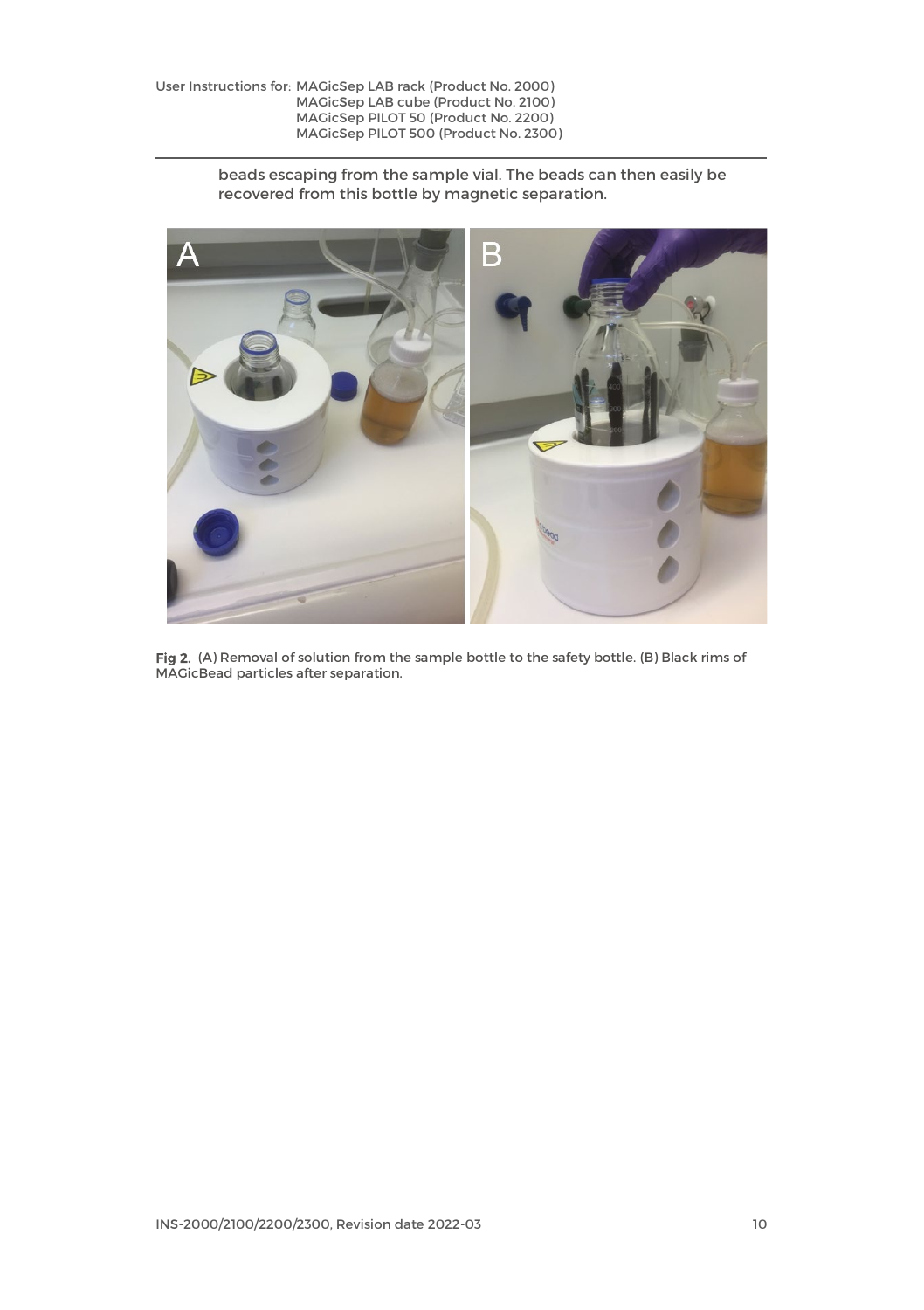beads escaping from the sample vial. The beads can then easily be recovered from this bottle by magnetic separation.

**Fig 2.** (A) Removal of solution from the sample bottle to the safety bottle. (B) Black rims of MAGicBead particles after separation.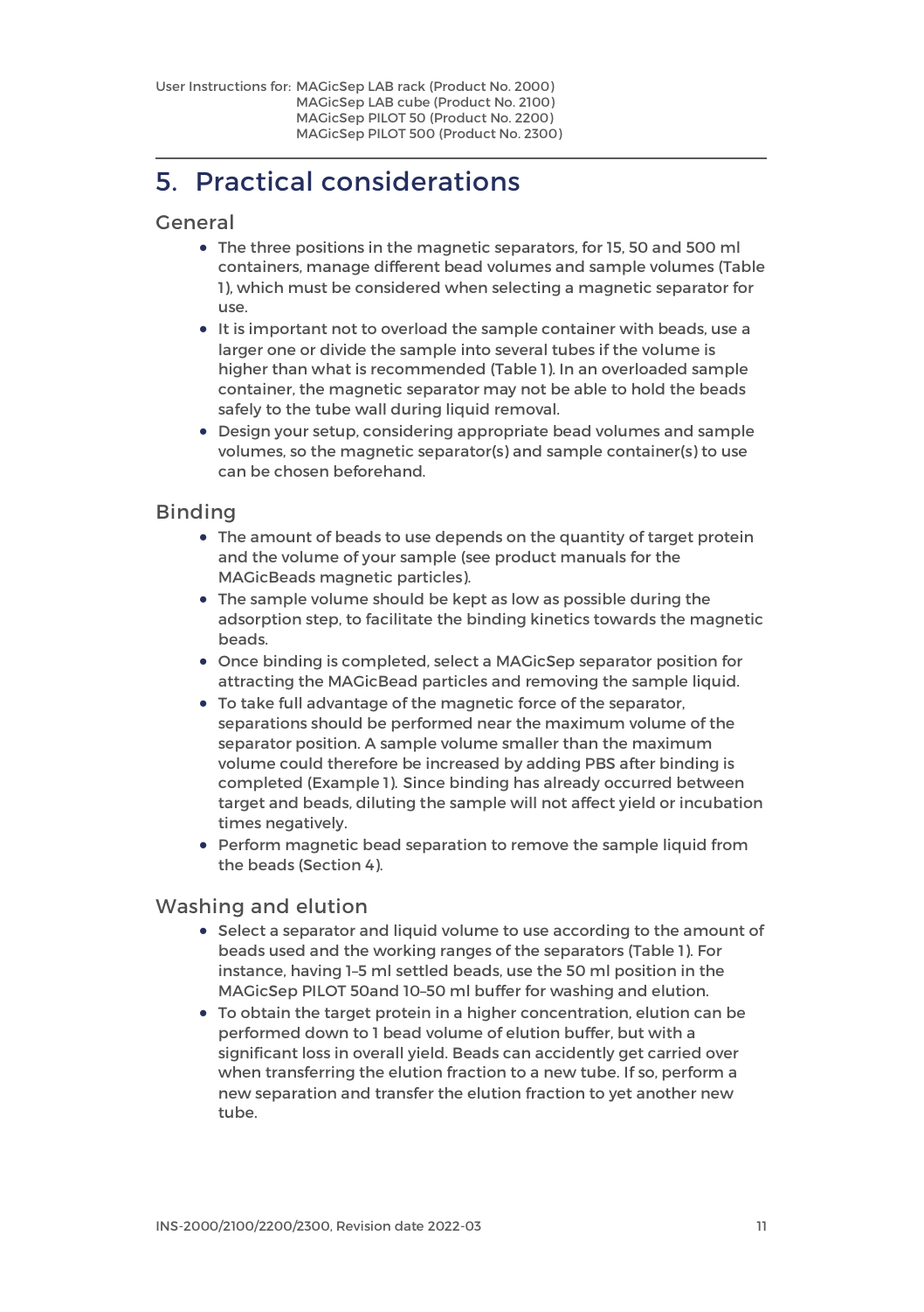# 5. Practical considerations

## General

- The three positions in the magnetic separators, for 15, 50 and 500 ml containers, manage different bead volumes and sample volumes (Table 1), which must be considered when selecting a magnetic separator for use.
- It is important not to overload the sample container with beads, use a larger one or divide the sample into several tubes if the volume is higher than what is recommended (Table 1). In an overloaded sample container, the magnetic separator may not be able to hold the beads safely to the tube wall during liquid removal.
- Design your setup, considering appropriate bead volumes and sample volumes, so the magnetic separator(s) and sample container(s) to use can be chosen beforehand.

## Binding

- The amount of beads to use depends on the quantity of target protein and the volume of your sample (see product manuals for the MAGicBeads magnetic particles).
- The sample volume should be kept as low as possible during the adsorption step, to facilitate the binding kinetics towards the magnetic beads.
- Once binding is completed, select a MAGicSep separator position for attracting the MAGicBead particles and removing the sample liquid.
- To take full advantage of the magnetic force of the separator, separations should be performed near the maximum volume of the separator position. A sample volume smaller than the maximum volume could therefore be increased by adding PBS after binding is completed (Example 1). Since binding has already occurred between target and beads, diluting the sample will not affect yield or incubation times negatively.
- Perform magnetic bead separation to remove the sample liquid from the beads (Section 4).

## Washing and elution

- Select a separator and liquid volume to use according to the amount of beads used and the working ranges of the separators (Table 1). For instance, having 1–5 ml settled beads, use the 50 ml position in the MAGicSep PILOT 50and 10–50 ml buffer for washing and elution.
- To obtain the target protein in a higher concentration, elution can be performed down to 1 bead volume of elution buffer, but with a significant loss in overall yield. Beads can accidently get carried over when transferring the elution fraction to a new tube. If so, perform a new separation and transfer the elution fraction to yet another new tube.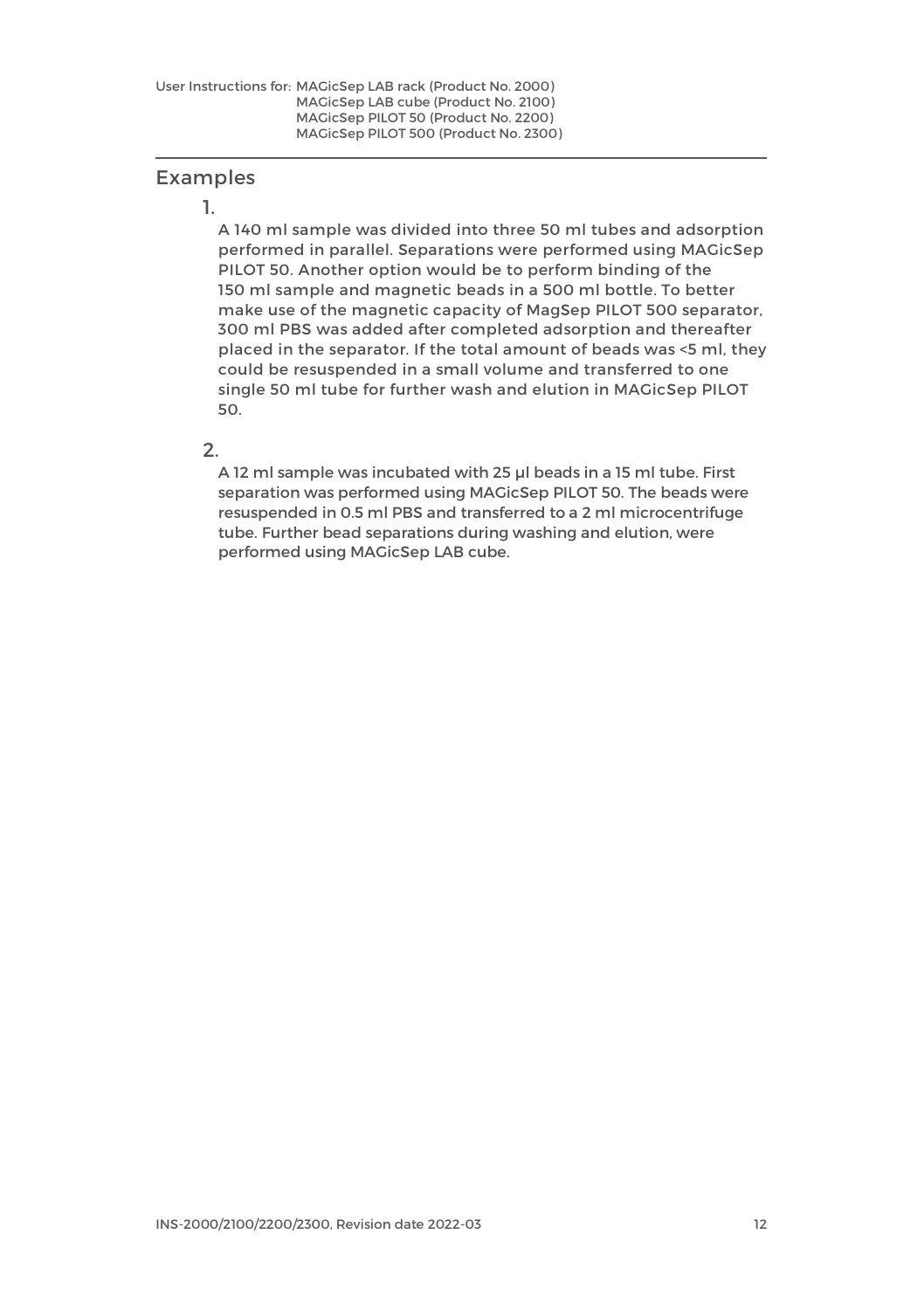## Examples

1.

A 140 ml sample was divided into three 50 ml tubes and adsorption performed in parallel. Separations were performed using MAGicSep PILOT 50. Another option would be to perform binding of the 150 ml sample and magnetic beads in a 500 ml bottle. To better make use of the magnetic capacity of MagSep PILOT 500 separator, 300 ml PBS was added after completed adsorption and thereafter placed in the separator. If the total amount of beads was <5 ml, they could be resuspended in a small volume and transferred to one single 50 ml tube for further wash and elution in MAGicSep PILOT 50.

2.

A 12 ml sample was incubated with 25 µl beads in a 15 ml tube. First separation was performed using MAGicSep PILOT 50. The beads were resuspended in 0.5 ml PBS and transferred to a 2 ml microcentrifuge tube. Further bead separations during washing and elution, were performed using MAGicSep LAB cube.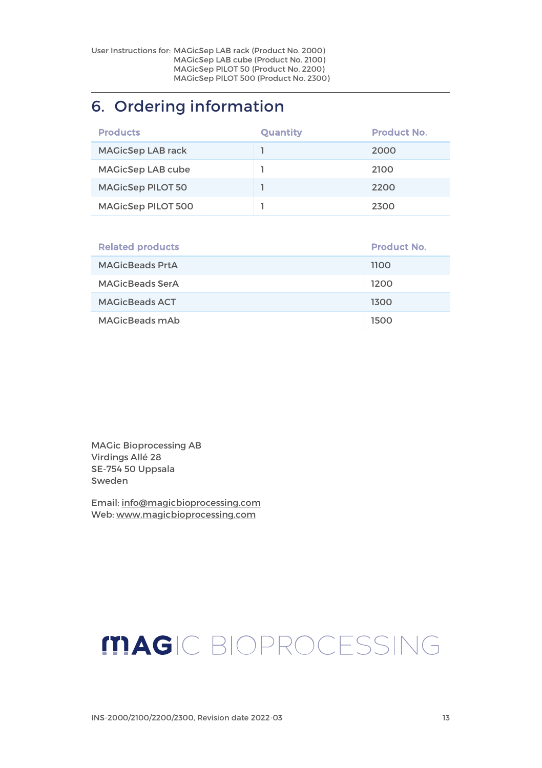## 6. Ordering information

| Products | Quantity | Product No. |
|---|---|---|
| MAGicSep LAB rack | 1 | 2000 |
| MAGicSep LAB cube | 1 | 2100 |
| MAGicSep PILOT 50 | 1 | 2200 |
| MAGicSep PILOT 500 | 1 | 2300 |

| Related products | Product No. |
|---|---|
| MAGicBeads PrtA | 1100 |
| MAGicBeads SerA | 1200 |
| MAGicBeads ACT | 1300 |
| MAGicBeads mAb | 1500 |

MAGic Bioprocessing AB
Virdings Allé 28
SE-754 50 Uppsala
Sweden

Email: info@magicbioprocessing.com
Web: www.magicbioprocessing.com

MAGIC BIOPROCESSING

INS-2000/2100/2200/2300, Revision date 2022-03